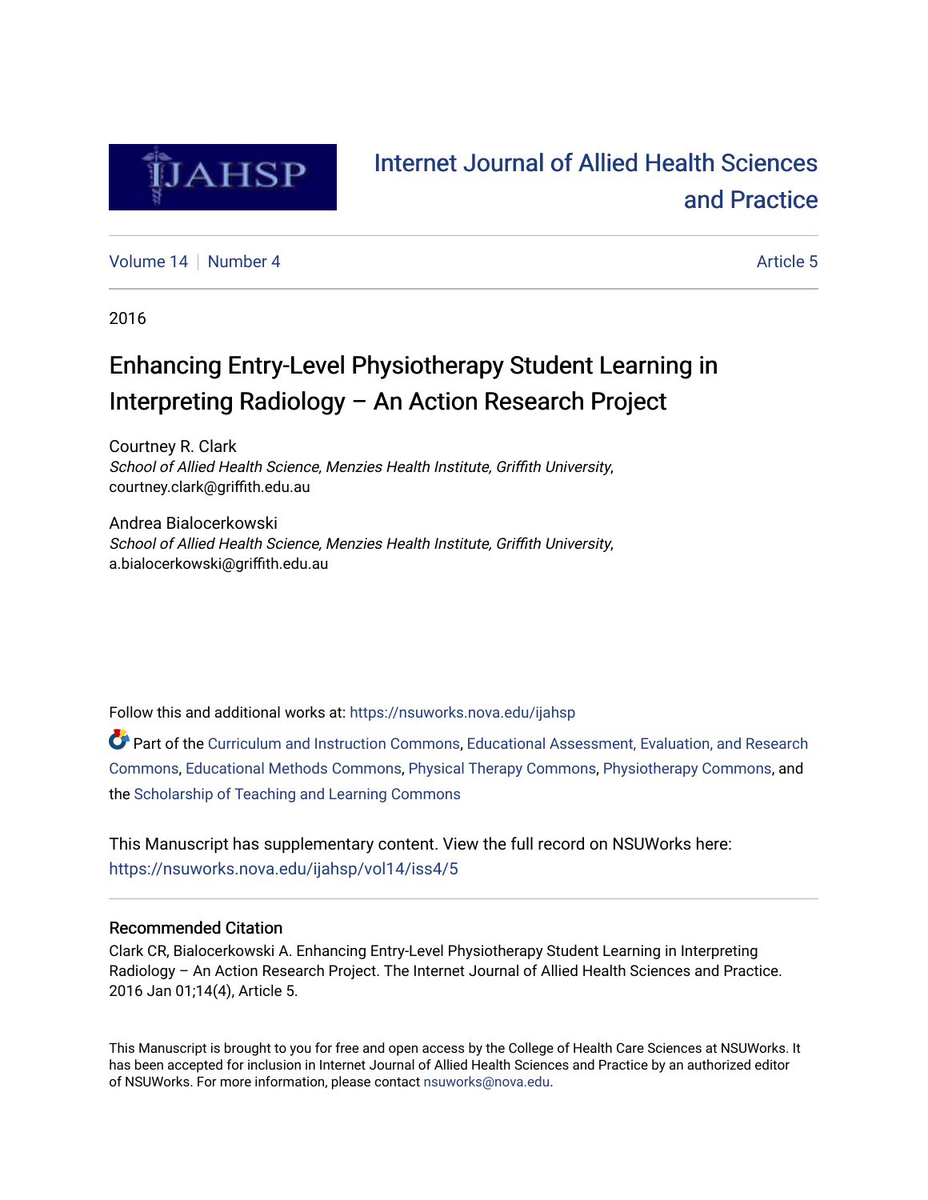# Internet Journal of Allied Health Sciences and Practice

Volume 14 | Number 4 | Article 5

2016

# Enhancing Entry-Level Physiotherapy Student Learning in Interpreting Radiology – An Action Research Project

Courtney R. Clark
*School of Allied Health Science, Menzies Health Institute, Griffith University*, courtney.clark@griffith.edu.au

Andrea Bialocerkowski
*School of Allied Health Science, Menzies Health Institute, Griffith University*, a.bialocerkowski@griffith.edu.au

Follow this and additional works at: https://nsuworks.nova.edu/ijahsp

Part of the Curriculum and Instruction Commons, Educational Assessment, Evaluation, and Research Commons, Educational Methods Commons, Physical Therapy Commons, Physiotherapy Commons, and the Scholarship of Teaching and Learning Commons

This Manuscript has supplementary content. View the full record on NSUWorks here: https://nsuworks.nova.edu/ijahsp/vol14/iss4/5

## Recommended Citation

Clark CR, Bialocerkowski A. Enhancing Entry-Level Physiotherapy Student Learning in Interpreting Radiology – An Action Research Project. The Internet Journal of Allied Health Sciences and Practice. 2016 Jan 01;14(4), Article 5.

This Manuscript is brought to you for free and open access by the College of Health Care Sciences at NSUWorks. It has been accepted for inclusion in Internet Journal of Allied Health Sciences and Practice by an authorized editor of NSUWorks. For more information, please contact nsuworks@nova.edu.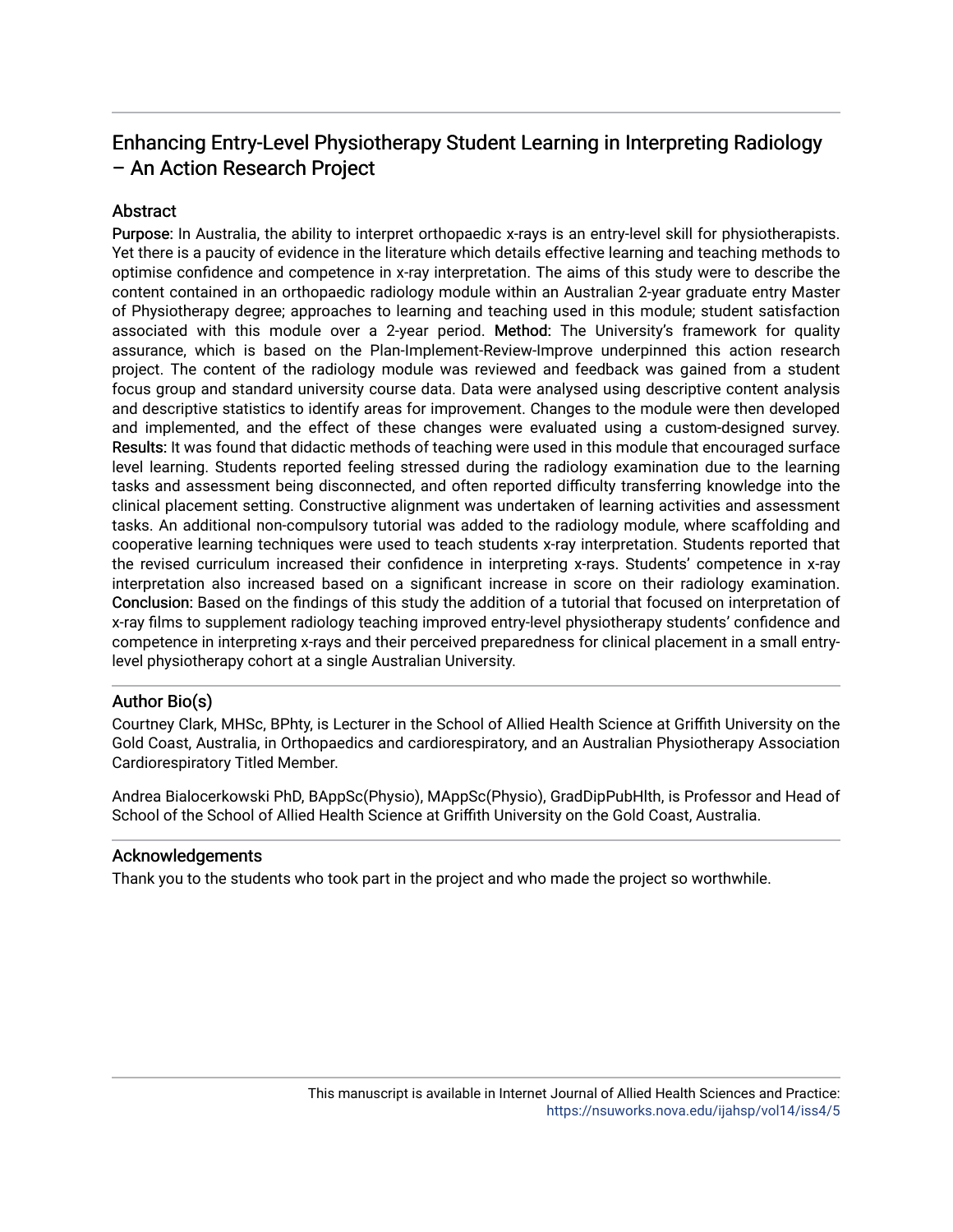# Enhancing Entry-Level Physiotherapy Student Learning in Interpreting Radiology – An Action Research Project

## Abstract

**Purpose:** In Australia, the ability to interpret orthopaedic x-rays is an entry-level skill for physiotherapists. Yet there is a paucity of evidence in the literature which details effective learning and teaching methods to optimise confidence and competence in x-ray interpretation. The aims of this study were to describe the content contained in an orthopaedic radiology module within an Australian 2-year graduate entry Master of Physiotherapy degree; approaches to learning and teaching used in this module; student satisfaction associated with this module over a 2-year period. **Method:** The University's framework for quality assurance, which is based on the Plan-Implement-Review-Improve underpinned this action research project. The content of the radiology module was reviewed and feedback was gained from a student focus group and standard university course data. Data were analysed using descriptive content analysis and descriptive statistics to identify areas for improvement. Changes to the module were then developed and implemented, and the effect of these changes were evaluated using a custom-designed survey. **Results:** It was found that didactic methods of teaching were used in this module that encouraged surface level learning. Students reported feeling stressed during the radiology examination due to the learning tasks and assessment being disconnected, and often reported difficulty transferring knowledge into the clinical placement setting. Constructive alignment was undertaken of learning activities and assessment tasks. An additional non-compulsory tutorial was added to the radiology module, where scaffolding and cooperative learning techniques were used to teach students x-ray interpretation. Students reported that the revised curriculum increased their confidence in interpreting x-rays. Students' competence in x-ray interpretation also increased based on a significant increase in score on their radiology examination. **Conclusion:** Based on the findings of this study the addition of a tutorial that focused on interpretation of x-ray films to supplement radiology teaching improved entry-level physiotherapy students' confidence and competence in interpreting x-rays and their perceived preparedness for clinical placement in a small entry-level physiotherapy cohort at a single Australian University.

## Author Bio(s)

Courtney Clark, MHSc, BPhty, is Lecturer in the School of Allied Health Science at Griffith University on the Gold Coast, Australia, in Orthopaedics and cardiorespiratory, and an Australian Physiotherapy Association Cardiorespiratory Titled Member.

Andrea Bialocerkowski PhD, BAppSc(Physio), MAppSc(Physio), GradDipPubHlth, is Professor and Head of School of the School of Allied Health Science at Griffith University on the Gold Coast, Australia.

## Acknowledgements

Thank you to the students who took part in the project and who made the project so worthwhile.

This manuscript is available in Internet Journal of Allied Health Sciences and Practice: https://nsuworks.nova.edu/ijahsp/vol14/iss4/5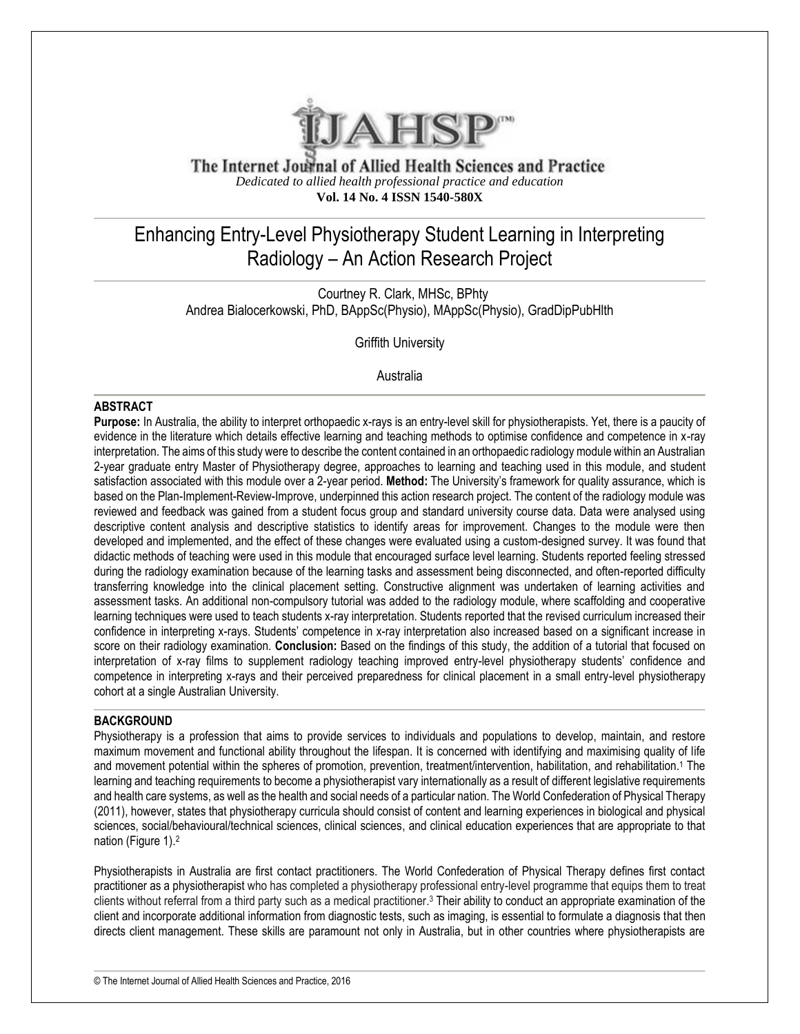# The Internet Journal of Allied Health Sciences and Practice

*Dedicated to allied health professional practice and education*

**Vol. 14 No. 4 ISSN 1540-580X**

# Enhancing Entry-Level Physiotherapy Student Learning in Interpreting Radiology – An Action Research Project

Courtney R. Clark, MHSc, BPhty
Andrea Bialocerkowski, PhD, BAppSc(Physio), MAppSc(Physio), GradDipPubHlth

Griffith University

Australia

## ABSTRACT

**Purpose:** In Australia, the ability to interpret orthopaedic x-rays is an entry-level skill for physiotherapists. Yet, there is a paucity of evidence in the literature which details effective learning and teaching methods to optimise confidence and competence in x-ray interpretation. The aims of this study were to describe the content contained in an orthopaedic radiology module within an Australian 2-year graduate entry Master of Physiotherapy degree, approaches to learning and teaching used in this module, and student satisfaction associated with this module over a 2-year period. **Method:** The University's framework for quality assurance, which is based on the Plan-Implement-Review-Improve, underpinned this action research project. The content of the radiology module was reviewed and feedback was gained from a student focus group and standard university course data. Data were analysed using descriptive content analysis and descriptive statistics to identify areas for improvement. Changes to the module were then developed and implemented, and the effect of these changes were evaluated using a custom-designed survey. It was found that didactic methods of teaching were used in this module that encouraged surface level learning. Students reported feeling stressed during the radiology examination because of the learning tasks and assessment being disconnected, and often-reported difficulty transferring knowledge into the clinical placement setting. Constructive alignment was undertaken of learning activities and assessment tasks. An additional non-compulsory tutorial was added to the radiology module, where scaffolding and cooperative learning techniques were used to teach students x-ray interpretation. Students reported that the revised curriculum increased their confidence in interpreting x-rays. Students' competence in x-ray interpretation also increased based on a significant increase in score on their radiology examination. **Conclusion:** Based on the findings of this study, the addition of a tutorial that focused on interpretation of x-ray films to supplement radiology teaching improved entry-level physiotherapy students' confidence and competence in interpreting x-rays and their perceived preparedness for clinical placement in a small entry-level physiotherapy cohort at a single Australian University.

## BACKGROUND

Physiotherapy is a profession that aims to provide services to individuals and populations to develop, maintain, and restore maximum movement and functional ability throughout the lifespan. It is concerned with identifying and maximising quality of life and movement potential within the spheres of promotion, prevention, treatment/intervention, habilitation, and rehabilitation.[1] The learning and teaching requirements to become a physiotherapist vary internationally as a result of different legislative requirements and health care systems, as well as the health and social needs of a particular nation. The World Confederation of Physical Therapy (2011), however, states that physiotherapy curricula should consist of content and learning experiences in biological and physical sciences, social/behavioural/technical sciences, clinical sciences, and clinical education experiences that are appropriate to that nation (Figure 1).[2]

Physiotherapists in Australia are first contact practitioners. The World Confederation of Physical Therapy defines first contact practitioner as a physiotherapist who has completed a physiotherapy professional entry-level programme that equips them to treat clients without referral from a third party such as a medical practitioner.[3] Their ability to conduct an appropriate examination of the client and incorporate additional information from diagnostic tests, such as imaging, is essential to formulate a diagnosis that then directs client management. These skills are paramount not only in Australia, but in other countries where physiotherapists are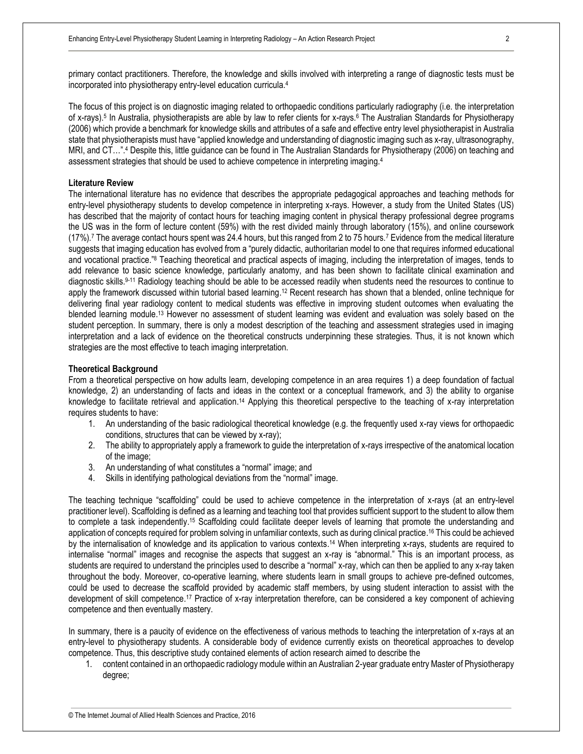primary contact practitioners. Therefore, the knowledge and skills involved with interpreting a range of diagnostic tests must be incorporated into physiotherapy entry-level education curricula.[4]

The focus of this project is on diagnostic imaging related to orthopaedic conditions particularly radiography (i.e. the interpretation of x-rays).[5] In Australia, physiotherapists are able by law to refer clients for x-rays.[6] The Australian Standards for Physiotherapy (2006) which provide a benchmark for knowledge skills and attributes of a safe and effective entry level physiotherapist in Australia state that physiotherapists must have "applied knowledge and understanding of diagnostic imaging such as x-ray, ultrasonography, MRI, and CT…".[4] Despite this, little guidance can be found in The Australian Standards for Physiotherapy (2006) on teaching and assessment strategies that should be used to achieve competence in interpreting imaging.[4]

**Literature Review**

The international literature has no evidence that describes the appropriate pedagogical approaches and teaching methods for entry-level physiotherapy students to develop competence in interpreting x-rays. However, a study from the United States (US) has described that the majority of contact hours for teaching imaging content in physical therapy professional degree programs the US was in the form of lecture content (59%) with the rest divided mainly through laboratory (15%), and online coursework (17%).[7] The average contact hours spent was 24.4 hours, but this ranged from 2 to 75 hours.[7] Evidence from the medical literature suggests that imaging education has evolved from a "purely didactic, authoritarian model to one that requires informed educational and vocational practice."[8] Teaching theoretical and practical aspects of imaging, including the interpretation of images, tends to add relevance to basic science knowledge, particularly anatomy, and has been shown to facilitate clinical examination and diagnostic skills.[9-11] Radiology teaching should be able to be accessed readily when students need the resources to continue to apply the framework discussed within tutorial based learning.[12] Recent research has shown that a blended, online technique for delivering final year radiology content to medical students was effective in improving student outcomes when evaluating the blended learning module.[13] However no assessment of student learning was evident and evaluation was solely based on the student perception. In summary, there is only a modest description of the teaching and assessment strategies used in imaging interpretation and a lack of evidence on the theoretical constructs underpinning these strategies. Thus, it is not known which strategies are the most effective to teach imaging interpretation.

**Theoretical Background**

From a theoretical perspective on how adults learn, developing competence in an area requires 1) a deep foundation of factual knowledge, 2) an understanding of facts and ideas in the context or a conceptual framework, and 3) the ability to organise knowledge to facilitate retrieval and application.[14] Applying this theoretical perspective to the teaching of x-ray interpretation requires students to have:

1. An understanding of the basic radiological theoretical knowledge (e.g. the frequently used x-ray views for orthopaedic conditions, structures that can be viewed by x-ray);
2. The ability to appropriately apply a framework to guide the interpretation of x-rays irrespective of the anatomical location of the image;
3. An understanding of what constitutes a "normal" image; and
4. Skills in identifying pathological deviations from the "normal" image.

The teaching technique "scaffolding" could be used to achieve competence in the interpretation of x-rays (at an entry-level practitioner level). Scaffolding is defined as a learning and teaching tool that provides sufficient support to the student to allow them to complete a task independently.[15] Scaffolding could facilitate deeper levels of learning that promote the understanding and application of concepts required for problem solving in unfamiliar contexts, such as during clinical practice.[16] This could be achieved by the internalisation of knowledge and its application to various contexts.[14] When interpreting x-rays, students are required to internalise "normal" images and recognise the aspects that suggest an x-ray is "abnormal." This is an important process, as students are required to understand the principles used to describe a "normal" x-ray, which can then be applied to any x-ray taken throughout the body. Moreover, co-operative learning, where students learn in small groups to achieve pre-defined outcomes, could be used to decrease the scaffold provided by academic staff members, by using student interaction to assist with the development of skill competence.[17] Practice of x-ray interpretation therefore, can be considered a key component of achieving competence and then eventually mastery.

In summary, there is a paucity of evidence on the effectiveness of various methods to teaching the interpretation of x-rays at an entry-level to physiotherapy students. A considerable body of evidence currently exists on theoretical approaches to develop competence. Thus, this descriptive study contained elements of action research aimed to describe the

1. content contained in an orthopaedic radiology module within an Australian 2-year graduate entry Master of Physiotherapy degree;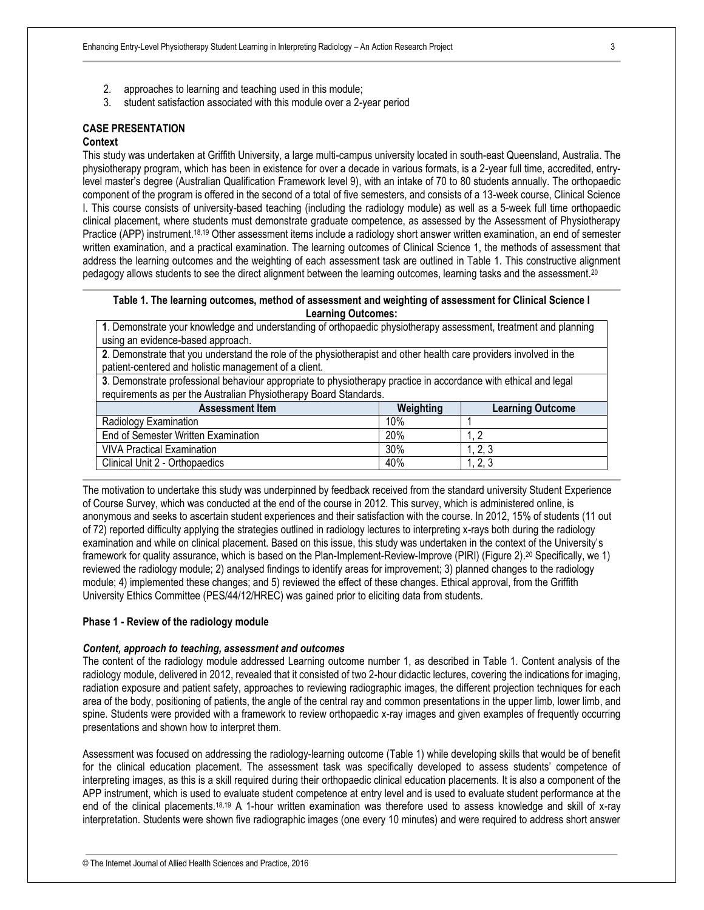2. approaches to learning and teaching used in this module;
3. student satisfaction associated with this module over a 2-year period

## CASE PRESENTATION

### Context

This study was undertaken at Griffith University, a large multi-campus university located in south-east Queensland, Australia. The physiotherapy program, which has been in existence for over a decade in various formats, is a 2-year full time, accredited, entry-level master's degree (Australian Qualification Framework level 9), with an intake of 70 to 80 students annually. The orthopaedic component of the program is offered in the second of a total of five semesters, and consists of a 13-week course, Clinical Science I. This course consists of university-based teaching (including the radiology module) as well as a 5-week full time orthopaedic clinical placement, where students must demonstrate graduate competence, as assessed by the Assessment of Physiotherapy Practice (APP) instrument.[18,19] Other assessment items include a radiology short answer written examination, an end of semester written examination, and a practical examination. The learning outcomes of Clinical Science 1, the methods of assessment that address the learning outcomes and the weighting of each assessment task are outlined in Table 1. This constructive alignment pedagogy allows students to see the direct alignment between the learning outcomes, learning tasks and the assessment.[20]

**Table 1. The learning outcomes, method of assessment and weighting of assessment for Clinical Science I**

**Learning Outcomes:**

**1**. Demonstrate your knowledge and understanding of orthopaedic physiotherapy assessment, treatment and planning using an evidence-based approach.

**2**. Demonstrate that you understand the role of the physiotherapist and other health care providers involved in the patient-centered and holistic management of a client.

**3**. Demonstrate professional behaviour appropriate to physiotherapy practice in accordance with ethical and legal requirements as per the Australian Physiotherapy Board Standards.

| Assessment Item | Weighting | Learning Outcome |
|---|---|---|
| Radiology Examination | 10% | 1 |
| End of Semester Written Examination | 20% | 1, 2 |
| VIVA Practical Examination | 30% | 1, 2, 3 |
| Clinical Unit 2 - Orthopaedics | 40% | 1, 2, 3 |

The motivation to undertake this study was underpinned by feedback received from the standard university Student Experience of Course Survey, which was conducted at the end of the course in 2012. This survey, which is administered online, is anonymous and seeks to ascertain student experiences and their satisfaction with the course. In 2012, 15% of students (11 out of 72) reported difficulty applying the strategies outlined in radiology lectures to interpreting x-rays both during the radiology examination and while on clinical placement. Based on this issue, this study was undertaken in the context of the University's framework for quality assurance, which is based on the Plan-Implement-Review-Improve (PIRI) (Figure 2).[20] Specifically, we 1) reviewed the radiology module; 2) analysed findings to identify areas for improvement; 3) planned changes to the radiology module; 4) implemented these changes; and 5) reviewed the effect of these changes. Ethical approval, from the Griffith University Ethics Committee (PES/44/12/HREC) was gained prior to eliciting data from students.

### Phase 1 - Review of the radiology module

#### *Content, approach to teaching, assessment and outcomes*

The content of the radiology module addressed Learning outcome number 1, as described in Table 1. Content analysis of the radiology module, delivered in 2012, revealed that it consisted of two 2-hour didactic lectures, covering the indications for imaging, radiation exposure and patient safety, approaches to reviewing radiographic images, the different projection techniques for each area of the body, positioning of patients, the angle of the central ray and common presentations in the upper limb, lower limb, and spine. Students were provided with a framework to review orthopaedic x-ray images and given examples of frequently occurring presentations and shown how to interpret them.

Assessment was focused on addressing the radiology-learning outcome (Table 1) while developing skills that would be of benefit for the clinical education placement. The assessment task was specifically developed to assess students' competence of interpreting images, as this is a skill required during their orthopaedic clinical education placements. It is also a component of the APP instrument, which is used to evaluate student competence at entry level and is used to evaluate student performance at the end of the clinical placements.[18,19] A 1-hour written examination was therefore used to assess knowledge and skill of x-ray interpretation. Students were shown five radiographic images (one every 10 minutes) and were required to address short answer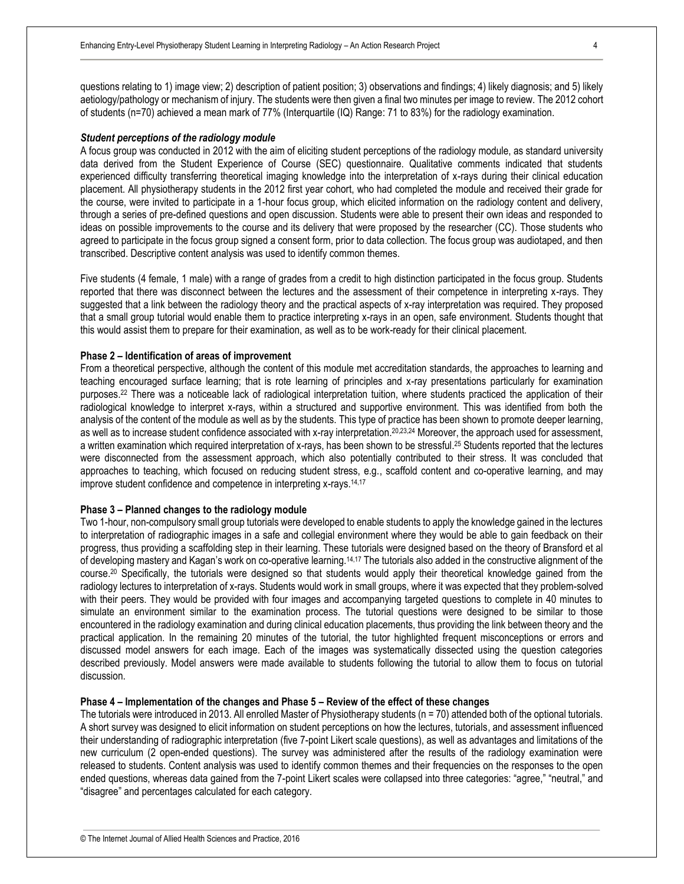questions relating to 1) image view; 2) description of patient position; 3) observations and findings; 4) likely diagnosis; and 5) likely aetiology/pathology or mechanism of injury. The students were then given a final two minutes per image to review. The 2012 cohort of students (n=70) achieved a mean mark of 77% (Interquartile (IQ) Range: 71 to 83%) for the radiology examination.

***Student perceptions of the radiology module***

A focus group was conducted in 2012 with the aim of eliciting student perceptions of the radiology module, as standard university data derived from the Student Experience of Course (SEC) questionnaire. Qualitative comments indicated that students experienced difficulty transferring theoretical imaging knowledge into the interpretation of x-rays during their clinical education placement. All physiotherapy students in the 2012 first year cohort, who had completed the module and received their grade for the course, were invited to participate in a 1-hour focus group, which elicited information on the radiology content and delivery, through a series of pre-defined questions and open discussion. Students were able to present their own ideas and responded to ideas on possible improvements to the course and its delivery that were proposed by the researcher (CC). Those students who agreed to participate in the focus group signed a consent form, prior to data collection. The focus group was audiotaped, and then transcribed. Descriptive content analysis was used to identify common themes.

Five students (4 female, 1 male) with a range of grades from a credit to high distinction participated in the focus group. Students reported that there was disconnect between the lectures and the assessment of their competence in interpreting x-rays. They suggested that a link between the radiology theory and the practical aspects of x-ray interpretation was required. They proposed that a small group tutorial would enable them to practice interpreting x-rays in an open, safe environment. Students thought that this would assist them to prepare for their examination, as well as to be work-ready for their clinical placement.

**Phase 2 – Identification of areas of improvement**

From a theoretical perspective, although the content of this module met accreditation standards, the approaches to learning and teaching encouraged surface learning; that is rote learning of principles and x-ray presentations particularly for examination purposes.[22] There was a noticeable lack of radiological interpretation tuition, where students practiced the application of their radiological knowledge to interpret x-rays, within a structured and supportive environment. This was identified from both the analysis of the content of the module as well as by the students. This type of practice has been shown to promote deeper learning, as well as to increase student confidence associated with x-ray interpretation.[20,23,24] Moreover, the approach used for assessment, a written examination which required interpretation of x-rays, has been shown to be stressful.[25] Students reported that the lectures were disconnected from the assessment approach, which also potentially contributed to their stress. It was concluded that approaches to teaching, which focused on reducing student stress, e.g., scaffold content and co-operative learning, and may improve student confidence and competence in interpreting x-rays.[14,17]

**Phase 3 – Planned changes to the radiology module**

Two 1-hour, non-compulsory small group tutorials were developed to enable students to apply the knowledge gained in the lectures to interpretation of radiographic images in a safe and collegial environment where they would be able to gain feedback on their progress, thus providing a scaffolding step in their learning. These tutorials were designed based on the theory of Bransford et al of developing mastery and Kagan's work on co-operative learning.[14,17] The tutorials also added in the constructive alignment of the course.[20] Specifically, the tutorials were designed so that students would apply their theoretical knowledge gained from the radiology lectures to interpretation of x-rays. Students would work in small groups, where it was expected that they problem-solved with their peers. They would be provided with four images and accompanying targeted questions to complete in 40 minutes to simulate an environment similar to the examination process. The tutorial questions were designed to be similar to those encountered in the radiology examination and during clinical education placements, thus providing the link between theory and the practical application. In the remaining 20 minutes of the tutorial, the tutor highlighted frequent misconceptions or errors and discussed model answers for each image. Each of the images was systematically dissected using the question categories described previously. Model answers were made available to students following the tutorial to allow them to focus on tutorial discussion.

**Phase 4 – Implementation of the changes and Phase 5 – Review of the effect of these changes**

The tutorials were introduced in 2013. All enrolled Master of Physiotherapy students (n = 70) attended both of the optional tutorials. A short survey was designed to elicit information on student perceptions on how the lectures, tutorials, and assessment influenced their understanding of radiographic interpretation (five 7-point Likert scale questions), as well as advantages and limitations of the new curriculum (2 open-ended questions). The survey was administered after the results of the radiology examination were released to students. Content analysis was used to identify common themes and their frequencies on the responses to the open ended questions, whereas data gained from the 7-point Likert scales were collapsed into three categories: "agree," "neutral," and "disagree" and percentages calculated for each category.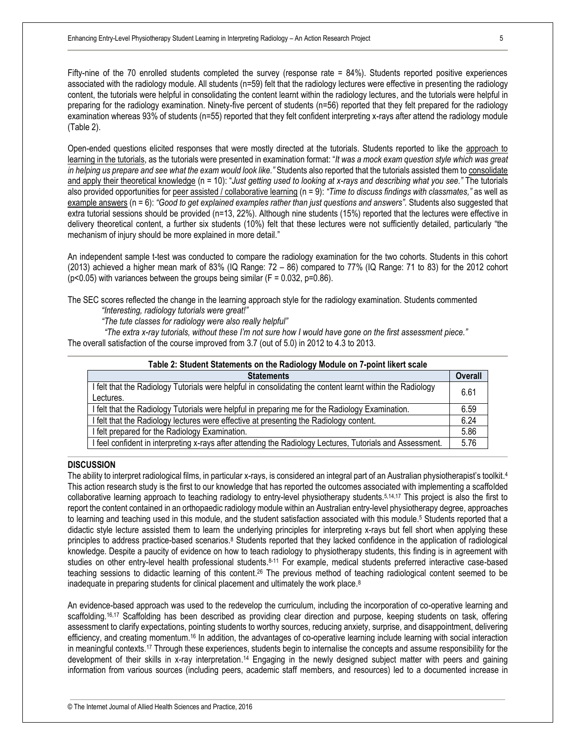Fifty-nine of the 70 enrolled students completed the survey (response rate = 84%). Students reported positive experiences associated with the radiology module. All students (n=59) felt that the radiology lectures were effective in presenting the radiology content, the tutorials were helpful in consolidating the content learnt within the radiology lectures, and the tutorials were helpful in preparing for the radiology examination. Ninety-five percent of students (n=56) reported that they felt prepared for the radiology examination whereas 93% of students (n=55) reported that they felt confident interpreting x-rays after attend the radiology module (Table 2).

Open-ended questions elicited responses that were mostly directed at the tutorials. Students reported to like the approach to learning in the tutorials, as the tutorials were presented in examination format: "*It was a mock exam question style which was great in helping us prepare and see what the exam would look like.*" Students also reported that the tutorials assisted them to consolidate and apply their theoretical knowledge (n = 10): "*Just getting used to looking at x-rays and describing what you see.*" The tutorials also provided opportunities for peer assisted / collaborative learning (n = 9): *"Time to discuss findings with classmates,"* as well as example answers (n = 6): *"Good to get explained examples rather than just questions and answers"*. Students also suggested that extra tutorial sessions should be provided (n=13, 22%). Although nine students (15%) reported that the lectures were effective in delivery theoretical content, a further six students (10%) felt that these lectures were not sufficiently detailed, particularly "the mechanism of injury should be more explained in more detail."

An independent sample t-test was conducted to compare the radiology examination for the two cohorts. Students in this cohort (2013) achieved a higher mean mark of 83% (IQ Range: 72 – 86) compared to 77% (IQ Range: 71 to 83) for the 2012 cohort ($p<0.05$) with variances between the groups being similar ($F = 0.032$, $p=0.86$).

The SEC scores reflected the change in the learning approach style for the radiology examination. Students commented

*"Interesting, radiology tutorials were great!"*

*"The tute classes for radiology were also really helpful"*

*"The extra x-ray tutorials, without these I'm not sure how I would have gone on the first assessment piece."*

The overall satisfaction of the course improved from 3.7 (out of 5.0) in 2012 to 4.3 to 2013.

**Table 2: Student Statements on the Radiology Module on 7-point likert scale**

| Statements | Overall |
|---|---|
| I felt that the Radiology Tutorials were helpful in consolidating the content learnt within the Radiology Lectures. | 6.61 |
| I felt that the Radiology Tutorials were helpful in preparing me for the Radiology Examination. | 6.59 |
| I felt that the Radiology lectures were effective at presenting the Radiology content. | 6.24 |
| I felt prepared for the Radiology Examination. | 5.86 |
| I feel confident in interpreting x-rays after attending the Radiology Lectures, Tutorials and Assessment. | 5.76 |

## DISCUSSION

The ability to interpret radiological films, in particular x-rays, is considered an integral part of an Australian physiotherapist's toolkit.[4] This action research study is the first to our knowledge that has reported the outcomes associated with implementing a scaffolded collaborative learning approach to teaching radiology to entry-level physiotherapy students.[5,14,17] This project is also the first to report the content contained in an orthopaedic radiology module within an Australian entry-level physiotherapy degree, approaches to learning and teaching used in this module, and the student satisfaction associated with this module.[5] Students reported that a didactic style lecture assisted them to learn the underlying principles for interpreting x-rays but fell short when applying these principles to address practice-based scenarios.[8] Students reported that they lacked confidence in the application of radiological knowledge. Despite a paucity of evidence on how to teach radiology to physiotherapy students, this finding is in agreement with studies on other entry-level health professional students.[8-11] For example, medical students preferred interactive case-based teaching sessions to didactic learning of this content.[26] The previous method of teaching radiological content seemed to be inadequate in preparing students for clinical placement and ultimately the work place.[8]

An evidence-based approach was used to the redevelop the curriculum, including the incorporation of co-operative learning and scaffolding.[16,17] Scaffolding has been described as providing clear direction and purpose, keeping students on task, offering assessment to clarify expectations, pointing students to worthy sources, reducing anxiety, surprise, and disappointment, delivering efficiency, and creating momentum.[16] In addition, the advantages of co-operative learning include learning with social interaction in meaningful contexts.[17] Through these experiences, students begin to internalise the concepts and assume responsibility for the development of their skills in x-ray interpretation.[14] Engaging in the newly designed subject matter with peers and gaining information from various sources (including peers, academic staff members, and resources) led to a documented increase in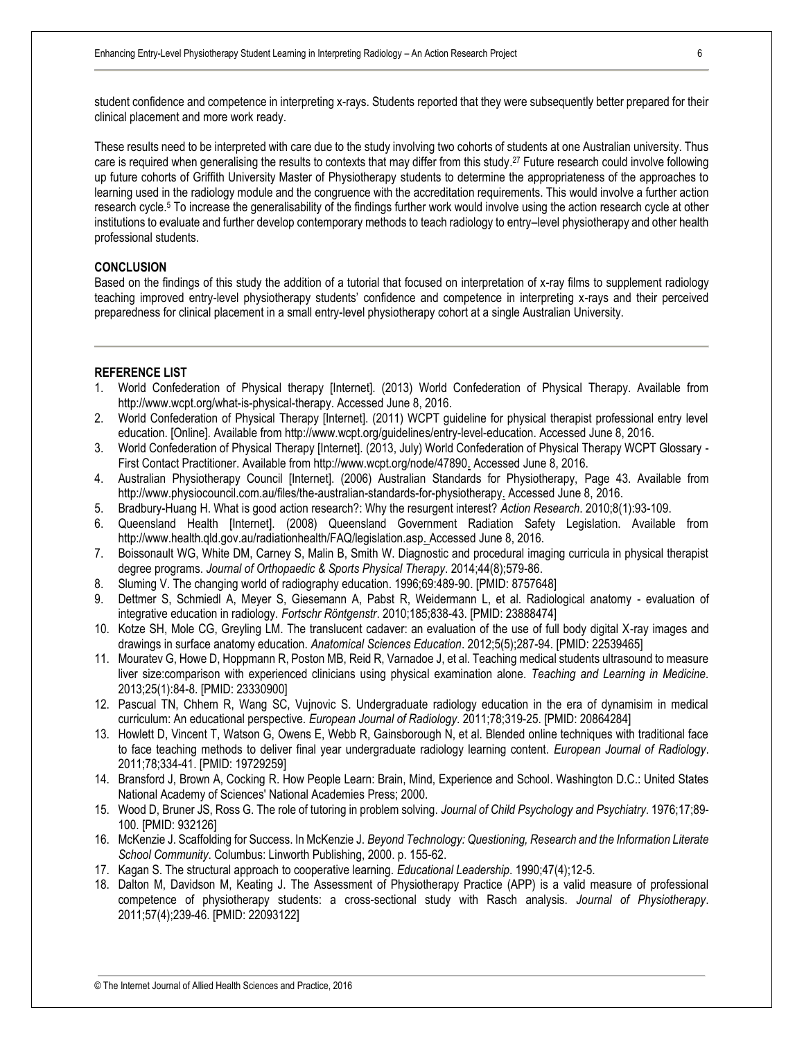student confidence and competence in interpreting x-rays. Students reported that they were subsequently better prepared for their clinical placement and more work ready.

These results need to be interpreted with care due to the study involving two cohorts of students at one Australian university. Thus care is required when generalising the results to contexts that may differ from this study.[27] Future research could involve following up future cohorts of Griffith University Master of Physiotherapy students to determine the appropriateness of the approaches to learning used in the radiology module and the congruence with the accreditation requirements. This would involve a further action research cycle.[5] To increase the generalisability of the findings further work would involve using the action research cycle at other institutions to evaluate and further develop contemporary methods to teach radiology to entry–level physiotherapy and other health professional students.

## CONCLUSION

Based on the findings of this study the addition of a tutorial that focused on interpretation of x-ray films to supplement radiology teaching improved entry-level physiotherapy students' confidence and competence in interpreting x-rays and their perceived preparedness for clinical placement in a small entry-level physiotherapy cohort at a single Australian University.

## REFERENCE LIST

1. World Confederation of Physical therapy [Internet]. (2013) World Confederation of Physical Therapy. Available from http://www.wcpt.org/what-is-physical-therapy. Accessed June 8, 2016.
2. World Confederation of Physical Therapy [Internet]. (2011) WCPT guideline for physical therapist professional entry level education. [Online]. Available from http://www.wcpt.org/guidelines/entry-level-education. Accessed June 8, 2016.
3. World Confederation of Physical Therapy [Internet]. (2013, July) World Confederation of Physical Therapy WCPT Glossary - First Contact Practitioner. Available from http://www.wcpt.org/node/47890. Accessed June 8, 2016.
4. Australian Physiotherapy Council [Internet]. (2006) Australian Standards for Physiotherapy, Page 43. Available from http://www.physiocouncil.com.au/files/the-australian-standards-for-physiotherapy. Accessed June 8, 2016.
5. Bradbury-Huang H. What is good action research?: Why the resurgent interest? *Action Research*. 2010;8(1):93-109.
6. Queensland Health [Internet]. (2008) Queensland Government Radiation Safety Legislation. Available from http://www.health.qld.gov.au/radiationhealth/FAQ/legislation.asp. Accessed June 8, 2016.
7. Boissonault WG, White DM, Carney S, Malin B, Smith W. Diagnostic and procedural imaging curricula in physical therapist degree programs. *Journal of Orthopaedic & Sports Physical Therapy*. 2014;44(8);579-86.
8. Sluming V. The changing world of radiography education. 1996;69:489-90. [PMID: 8757648]
9. Dettmer S, Schmiedl A, Meyer S, Giesemann A, Pabst R, Weidermann L, et al. Radiological anatomy - evaluation of integrative education in radiology. *Fortschr Röntgenstr*. 2010;185;838-43. [PMID: 23888474]
10. Kotze SH, Mole CG, Greyling LM. The translucent cadaver: an evaluation of the use of full body digital X-ray images and drawings in surface anatomy education. *Anatomical Sciences Education*. 2012;5(5);287-94. [PMID: 22539465]
11. Mouratev G, Howe D, Hoppmann R, Poston MB, Reid R, Varnadoe J, et al. Teaching medical students ultrasound to measure liver size:comparison with experienced clinicians using physical examination alone. *Teaching and Learning in Medicine*. 2013;25(1):84-8. [PMID: 23330900]
12. Pascual TN, Chhem R, Wang SC, Vujnovic S. Undergraduate radiology education in the era of dynamisim in medical curriculum: An educational perspective. *European Journal of Radiology*. 2011;78;319-25. [PMID: 20864284]
13. Howlett D, Vincent T, Watson G, Owens E, Webb R, Gainsborough N, et al. Blended online techniques with traditional face to face teaching methods to deliver final year undergraduate radiology learning content. *European Journal of Radiology*. 2011;78;334-41. [PMID: 19729259]
14. Bransford J, Brown A, Cocking R. How People Learn: Brain, Mind, Experience and School. Washington D.C.: United States National Academy of Sciences' National Academies Press; 2000.
15. Wood D, Bruner JS, Ross G. The role of tutoring in problem solving. *Journal of Child Psychology and Psychiatry*. 1976;17;89-100. [PMID: 932126]
16. McKenzie J. Scaffolding for Success. In McKenzie J. *Beyond Technology: Questioning, Research and the Information Literate School Community*. Columbus: Linworth Publishing, 2000. p. 155-62.
17. Kagan S. The structural approach to cooperative learning. *Educational Leadership*. 1990;47(4);12-5.
18. Dalton M, Davidson M, Keating J. The Assessment of Physiotherapy Practice (APP) is a valid measure of professional competence of physiotherapy students: a cross-sectional study with Rasch analysis. *Journal of Physiotherapy*. 2011;57(4);239-46. [PMID: 22093122]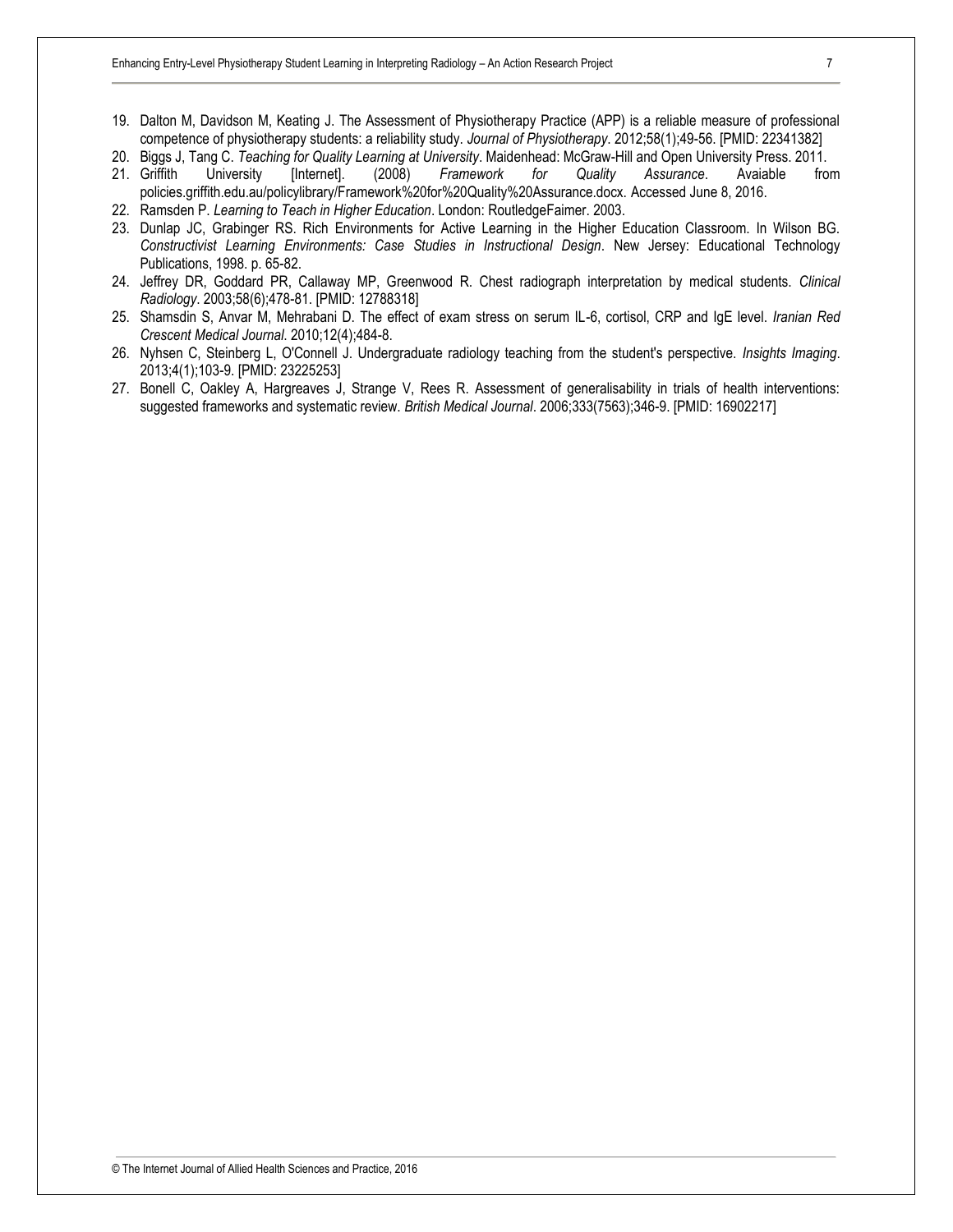19. Dalton M, Davidson M, Keating J. The Assessment of Physiotherapy Practice (APP) is a reliable measure of professional competence of physiotherapy students: a reliability study. *Journal of Physiotherapy*. 2012;58(1);49-56. [PMID: 22341382]
20. Biggs J, Tang C. *Teaching for Quality Learning at University*. Maidenhead: McGraw-Hill and Open University Press. 2011.
21. Griffith University [Internet]. (2008) *Framework for Quality Assurance*. Avaiable from policies.griffith.edu.au/policylibrary/Framework%20for%20Quality%20Assurance.docx. Accessed June 8, 2016.
22. Ramsden P. *Learning to Teach in Higher Education*. London: RoutledgeFaimer. 2003.
23. Dunlap JC, Grabinger RS. Rich Environments for Active Learning in the Higher Education Classroom. In Wilson BG. *Constructivist Learning Environments: Case Studies in Instructional Design*. New Jersey: Educational Technology Publications, 1998. p. 65-82.
24. Jeffrey DR, Goddard PR, Callaway MP, Greenwood R. Chest radiograph interpretation by medical students. *Clinical Radiology*. 2003;58(6);478-81. [PMID: 12788318]
25. Shamsdin S, Anvar M, Mehrabani D. The effect of exam stress on serum IL-6, cortisol, CRP and IgE level. *Iranian Red Crescent Medical Journal*. 2010;12(4);484-8.
26. Nyhsen C, Steinberg L, O'Connell J. Undergraduate radiology teaching from the student's perspective. *Insights Imaging*. 2013;4(1);103-9. [PMID: 23225253]
27. Bonell C, Oakley A, Hargreaves J, Strange V, Rees R. Assessment of generalisability in trials of health interventions: suggested frameworks and systematic review. *British Medical Journal*. 2006;333(7563);346-9. [PMID: 16902217]